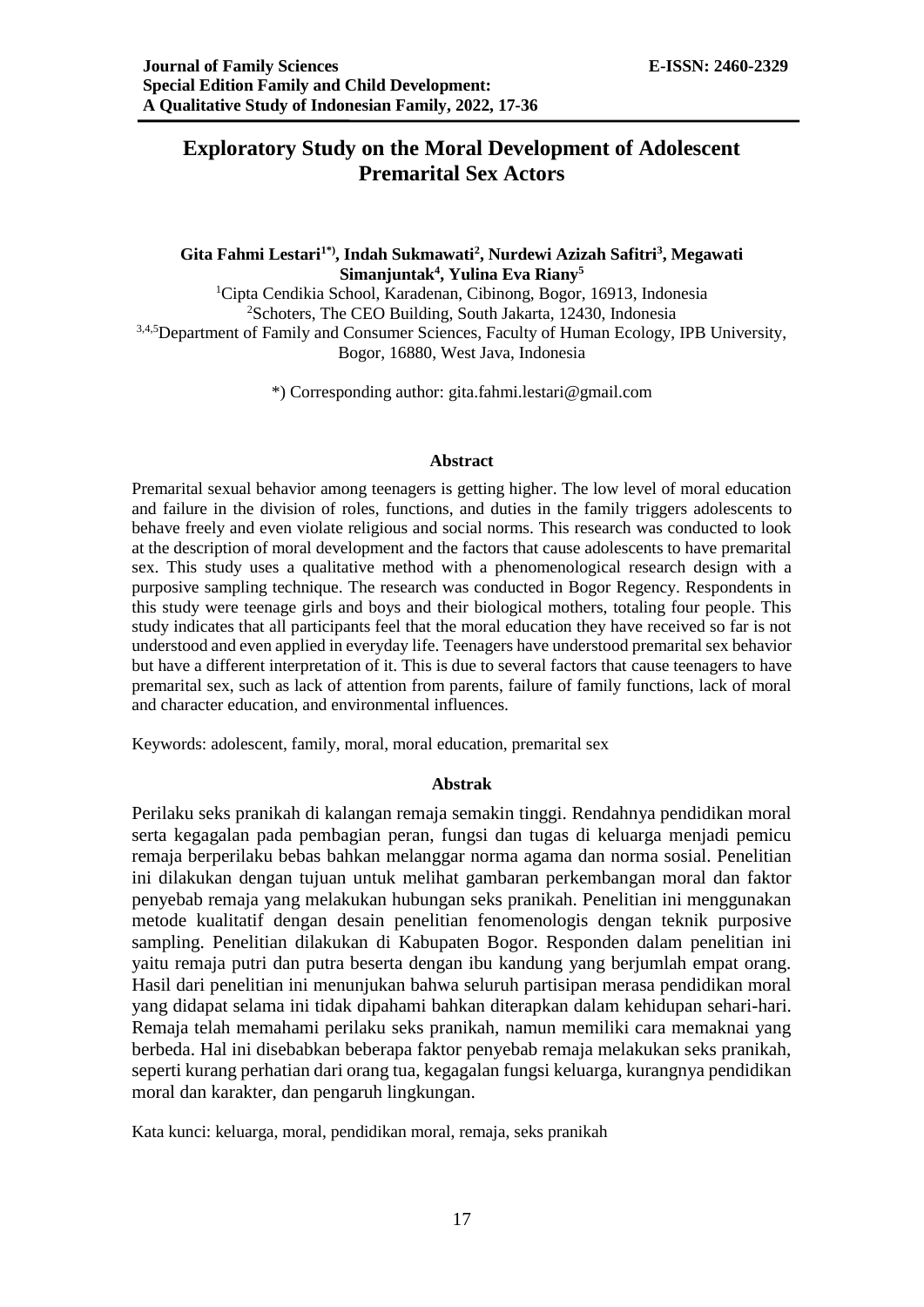# Exploratory Study on the Moral Development of Adolescent Premarital Sex Actors

**Gita Fahmi Lestari[1*)], Indah Sukmawati[2], Nurdewi Azizah Safitri[3], Megawati Simanjuntak[4], Yulina Eva Riany[5]**

[1]Cipta Cendikia School, Karadenan, Cibinong, Bogor, 16913, Indonesia
[2]Schoters, The CEO Building, South Jakarta, 12430, Indonesia
[3,4,5]Department of Family and Consumer Sciences, Faculty of Human Ecology, IPB University, Bogor, 16880, West Java, Indonesia

*) Corresponding author: gita.fahmi.lestari@gmail.com

## Abstract

Premarital sexual behavior among teenagers is getting higher. The low level of moral education and failure in the division of roles, functions, and duties in the family triggers adolescents to behave freely and even violate religious and social norms. This research was conducted to look at the description of moral development and the factors that cause adolescents to have premarital sex. This study uses a qualitative method with a phenomenological research design with a purposive sampling technique. The research was conducted in Bogor Regency. Respondents in this study were teenage girls and boys and their biological mothers, totaling four people. This study indicates that all participants feel that the moral education they have received so far is not understood and even applied in everyday life. Teenagers have understood premarital sex behavior but have a different interpretation of it. This is due to several factors that cause teenagers to have premarital sex, such as lack of attention from parents, failure of family functions, lack of moral and character education, and environmental influences.

Keywords: adolescent, family, moral, moral education, premarital sex

## Abstrak

Perilaku seks pranikah di kalangan remaja semakin tinggi. Rendahnya pendidikan moral serta kegagalan pada pembagian peran, fungsi dan tugas di keluarga menjadi pemicu remaja berperilaku bebas bahkan melanggar norma agama dan norma sosial. Penelitian ini dilakukan dengan tujuan untuk melihat gambaran perkembangan moral dan faktor penyebab remaja yang melakukan hubungan seks pranikah. Penelitian ini menggunakan metode kualitatif dengan desain penelitian fenomenologis dengan teknik purposive sampling. Penelitian dilakukan di Kabupaten Bogor. Responden dalam penelitian ini yaitu remaja putri dan putra beserta dengan ibu kandung yang berjumlah empat orang. Hasil dari penelitian ini menunjukan bahwa seluruh partisipan merasa pendidikan moral yang didapat selama ini tidak dipahami bahkan diterapkan dalam kehidupan sehari-hari. Remaja telah memahami perilaku seks pranikah, namun memiliki cara memaknai yang berbeda. Hal ini disebabkan beberapa faktor penyebab remaja melakukan seks pranikah, seperti kurang perhatian dari orang tua, kegagalan fungsi keluarga, kurangnya pendidikan moral dan karakter, dan pengaruh lingkungan.

Kata kunci: keluarga, moral, pendidikan moral, remaja, seks pranikah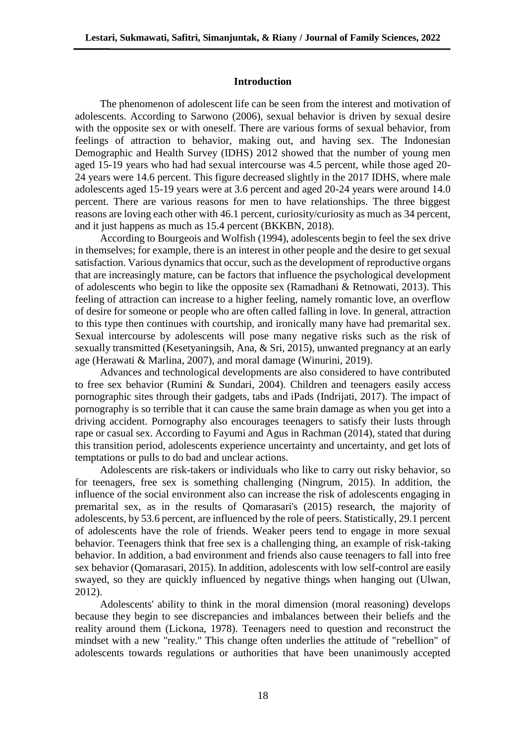## Introduction

The phenomenon of adolescent life can be seen from the interest and motivation of adolescents. According to Sarwono (2006), sexual behavior is driven by sexual desire with the opposite sex or with oneself. There are various forms of sexual behavior, from feelings of attraction to behavior, making out, and having sex. The Indonesian Demographic and Health Survey (IDHS) 2012 showed that the number of young men aged 15-19 years who had had sexual intercourse was 4.5 percent, while those aged 20-24 years were 14.6 percent. This figure decreased slightly in the 2017 IDHS, where male adolescents aged 15-19 years were at 3.6 percent and aged 20-24 years were around 14.0 percent. There are various reasons for men to have relationships. The three biggest reasons are loving each other with 46.1 percent, curiosity/curiosity as much as 34 percent, and it just happens as much as 15.4 percent (BKKBN, 2018).

According to Bourgeois and Wolfish (1994), adolescents begin to feel the sex drive in themselves; for example, there is an interest in other people and the desire to get sexual satisfaction. Various dynamics that occur, such as the development of reproductive organs that are increasingly mature, can be factors that influence the psychological development of adolescents who begin to like the opposite sex (Ramadhani & Retnowati, 2013). This feeling of attraction can increase to a higher feeling, namely romantic love, an overflow of desire for someone or people who are often called falling in love. In general, attraction to this type then continues with courtship, and ironically many have had premarital sex. Sexual intercourse by adolescents will pose many negative risks such as the risk of sexually transmitted (Kesetyaningsih, Ana, & Sri, 2015), unwanted pregnancy at an early age (Herawati & Marlina, 2007), and moral damage (Winurini, 2019).

Advances and technological developments are also considered to have contributed to free sex behavior (Rumini & Sundari, 2004). Children and teenagers easily access pornographic sites through their gadgets, tabs and iPads (Indrijati, 2017). The impact of pornography is so terrible that it can cause the same brain damage as when you get into a driving accident. Pornography also encourages teenagers to satisfy their lusts through rape or casual sex. According to Fayumi and Agus in Rachman (2014), stated that during this transition period, adolescents experience uncertainty and uncertainty, and get lots of temptations or pulls to do bad and unclear actions.

Adolescents are risk-takers or individuals who like to carry out risky behavior, so for teenagers, free sex is something challenging (Ningrum, 2015). In addition, the influence of the social environment also can increase the risk of adolescents engaging in premarital sex, as in the results of Qomarasari's (2015) research, the majority of adolescents, by 53.6 percent, are influenced by the role of peers. Statistically, 29.1 percent of adolescents have the role of friends. Weaker peers tend to engage in more sexual behavior. Teenagers think that free sex is a challenging thing, an example of risk-taking behavior. In addition, a bad environment and friends also cause teenagers to fall into free sex behavior (Qomarasari, 2015). In addition, adolescents with low self-control are easily swayed, so they are quickly influenced by negative things when hanging out (Ulwan, 2012).

Adolescents' ability to think in the moral dimension (moral reasoning) develops because they begin to see discrepancies and imbalances between their beliefs and the reality around them (Lickona, 1978). Teenagers need to question and reconstruct the mindset with a new "reality." This change often underlies the attitude of "rebellion" of adolescents towards regulations or authorities that have been unanimously accepted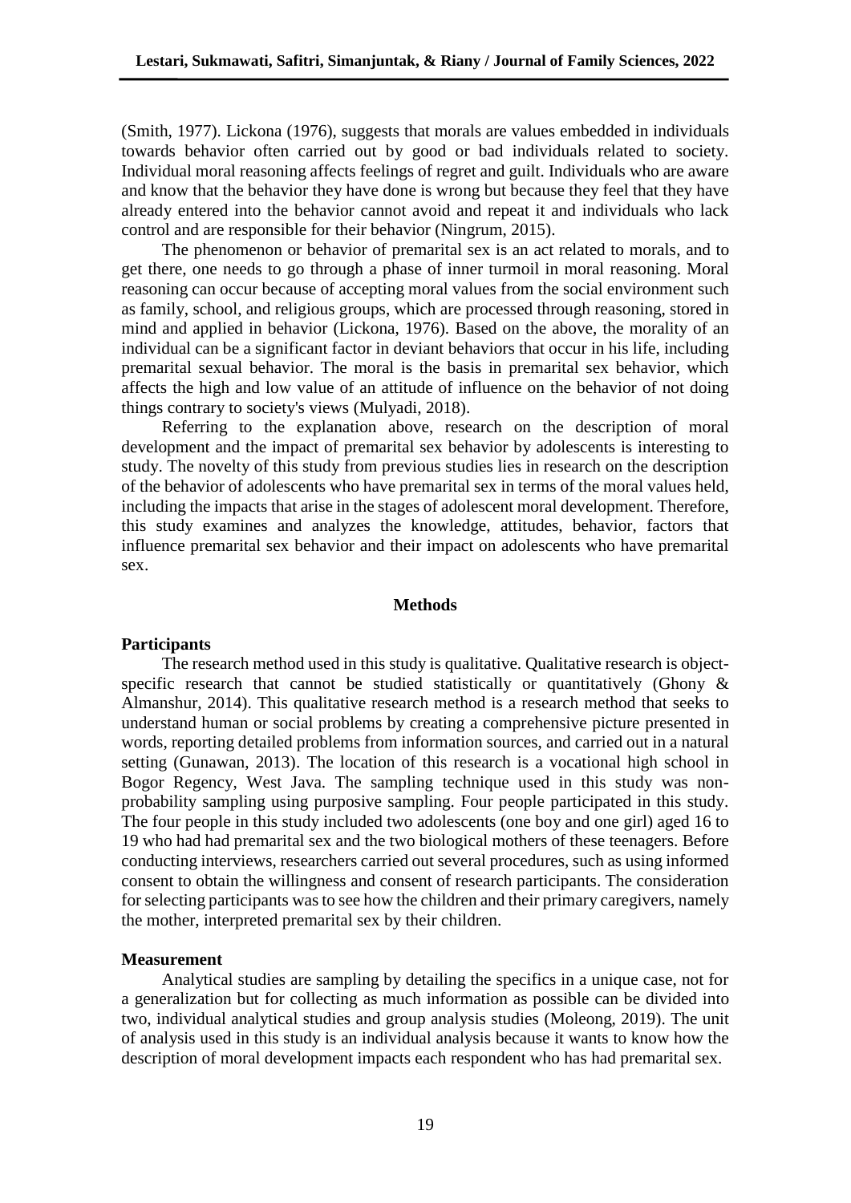(Smith, 1977). Lickona (1976), suggests that morals are values embedded in individuals towards behavior often carried out by good or bad individuals related to society. Individual moral reasoning affects feelings of regret and guilt. Individuals who are aware and know that the behavior they have done is wrong but because they feel that they have already entered into the behavior cannot avoid and repeat it and individuals who lack control and are responsible for their behavior (Ningrum, 2015).

The phenomenon or behavior of premarital sex is an act related to morals, and to get there, one needs to go through a phase of inner turmoil in moral reasoning. Moral reasoning can occur because of accepting moral values from the social environment such as family, school, and religious groups, which are processed through reasoning, stored in mind and applied in behavior (Lickona, 1976). Based on the above, the morality of an individual can be a significant factor in deviant behaviors that occur in his life, including premarital sexual behavior. The moral is the basis in premarital sex behavior, which affects the high and low value of an attitude of influence on the behavior of not doing things contrary to society's views (Mulyadi, 2018).

Referring to the explanation above, research on the description of moral development and the impact of premarital sex behavior by adolescents is interesting to study. The novelty of this study from previous studies lies in research on the description of the behavior of adolescents who have premarital sex in terms of the moral values held, including the impacts that arise in the stages of adolescent moral development. Therefore, this study examines and analyzes the knowledge, attitudes, behavior, factors that influence premarital sex behavior and their impact on adolescents who have premarital sex.

## Methods

### Participants

The research method used in this study is qualitative. Qualitative research is object-specific research that cannot be studied statistically or quantitatively (Ghony & Almanshur, 2014). This qualitative research method is a research method that seeks to understand human or social problems by creating a comprehensive picture presented in words, reporting detailed problems from information sources, and carried out in a natural setting (Gunawan, 2013). The location of this research is a vocational high school in Bogor Regency, West Java. The sampling technique used in this study was non-probability sampling using purposive sampling. Four people participated in this study. The four people in this study included two adolescents (one boy and one girl) aged 16 to 19 who had had premarital sex and the two biological mothers of these teenagers. Before conducting interviews, researchers carried out several procedures, such as using informed consent to obtain the willingness and consent of research participants. The consideration for selecting participants was to see how the children and their primary caregivers, namely the mother, interpreted premarital sex by their children.

### Measurement

Analytical studies are sampling by detailing the specifics in a unique case, not for a generalization but for collecting as much information as possible can be divided into two, individual analytical studies and group analysis studies (Moleong, 2019). The unit of analysis used in this study is an individual analysis because it wants to know how the description of moral development impacts each respondent who has had premarital sex.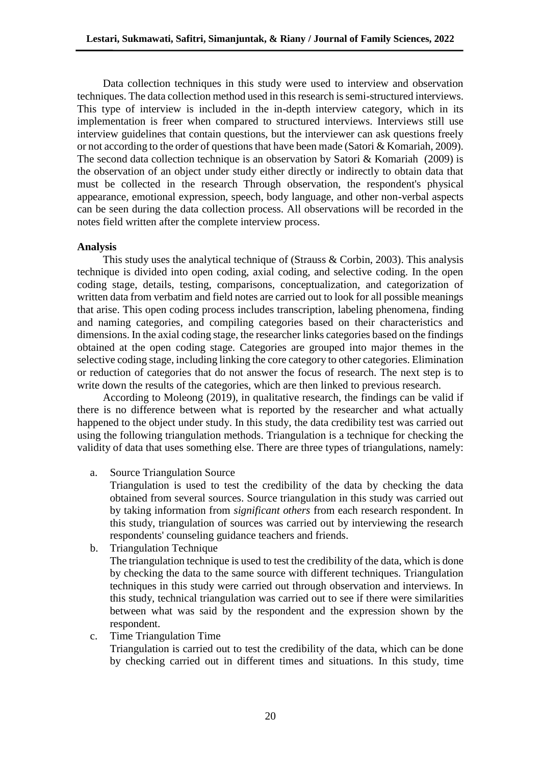Data collection techniques in this study were used to interview and observation techniques. The data collection method used in this research is semi-structured interviews. This type of interview is included in the in-depth interview category, which in its implementation is freer when compared to structured interviews. Interviews still use interview guidelines that contain questions, but the interviewer can ask questions freely or not according to the order of questions that have been made (Satori & Komariah, 2009). The second data collection technique is an observation by Satori & Komariah (2009) is the observation of an object under study either directly or indirectly to obtain data that must be collected in the research Through observation, the respondent's physical appearance, emotional expression, speech, body language, and other non-verbal aspects can be seen during the data collection process. All observations will be recorded in the notes field written after the complete interview process.

**Analysis**

This study uses the analytical technique of (Strauss & Corbin, 2003). This analysis technique is divided into open coding, axial coding, and selective coding. In the open coding stage, details, testing, comparisons, conceptualization, and categorization of written data from verbatim and field notes are carried out to look for all possible meanings that arise. This open coding process includes transcription, labeling phenomena, finding and naming categories, and compiling categories based on their characteristics and dimensions. In the axial coding stage, the researcher links categories based on the findings obtained at the open coding stage. Categories are grouped into major themes in the selective coding stage, including linking the core category to other categories. Elimination or reduction of categories that do not answer the focus of research. The next step is to write down the results of the categories, which are then linked to previous research.

According to Moleong (2019), in qualitative research, the findings can be valid if there is no difference between what is reported by the researcher and what actually happened to the object under study. In this study, the data credibility test was carried out using the following triangulation methods. Triangulation is a technique for checking the validity of data that uses something else. There are three types of triangulations, namely:

a. Source Triangulation Source
   Triangulation is used to test the credibility of the data by checking the data obtained from several sources. Source triangulation in this study was carried out by taking information from *significant others* from each research respondent. In this study, triangulation of sources was carried out by interviewing the research respondents' counseling guidance teachers and friends.

b. Triangulation Technique
   The triangulation technique is used to test the credibility of the data, which is done by checking the data to the same source with different techniques. Triangulation techniques in this study were carried out through observation and interviews. In this study, technical triangulation was carried out to see if there were similarities between what was said by the respondent and the expression shown by the respondent.

c. Time Triangulation Time
   Triangulation is carried out to test the credibility of the data, which can be done by checking carried out in different times and situations. In this study, time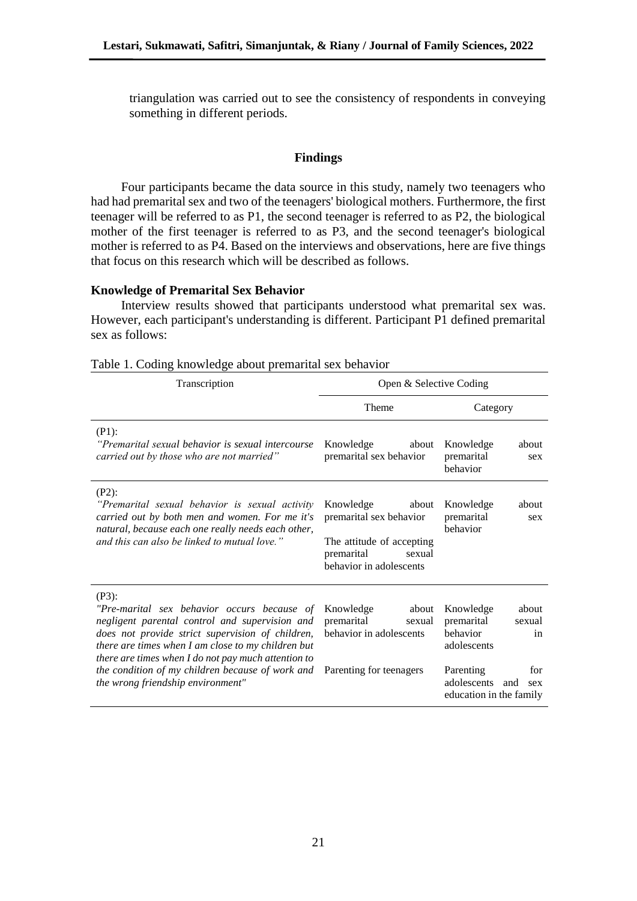triangulation was carried out to see the consistency of respondents in conveying something in different periods.

## Findings

Four participants became the data source in this study, namely two teenagers who had had premarital sex and two of the teenagers' biological mothers. Furthermore, the first teenager will be referred to as P1, the second teenager is referred to as P2, the biological mother of the first teenager is referred to as P3, and the second teenager's biological mother is referred to as P4. Based on the interviews and observations, here are five things that focus on this research which will be described as follows.

### Knowledge of Premarital Sex Behavior

Interview results showed that participants understood what premarital sex was. However, each participant's understanding is different. Participant P1 defined premarital sex as follows:

Table 1. Coding knowledge about premarital sex behavior

| Transcription | Open & Selective Coding | |
|---|---|---|
| | Theme | Category |
| (P1): *"Premarital sexual behavior is sexual intercourse carried out by those who are not married"* | Knowledge about premarital sex behavior | Knowledge about premarital sex behavior |
| (P2): *"Premarital sexual behavior is sexual activity carried out by both men and women. For me it's natural, because each one really needs each other, and this can also be linked to mutual love."* | Knowledge about premarital sex behavior<br><br>The attitude of accepting premarital sexual behavior in adolescents | Knowledge about premarital sex behavior |
| (P3): *"Pre-marital sex behavior occurs because of negligent parental control and supervision and does not provide strict supervision of children, there are times when I am close to my children but there are times when I do not pay much attention to the condition of my children because of work and the wrong friendship environment"* | Knowledge about premarital sexual behavior in adolescents<br><br>Parenting for teenagers | Knowledge about premarital sexual behavior in adolescents<br><br>Parenting for adolescents and sex education in the family |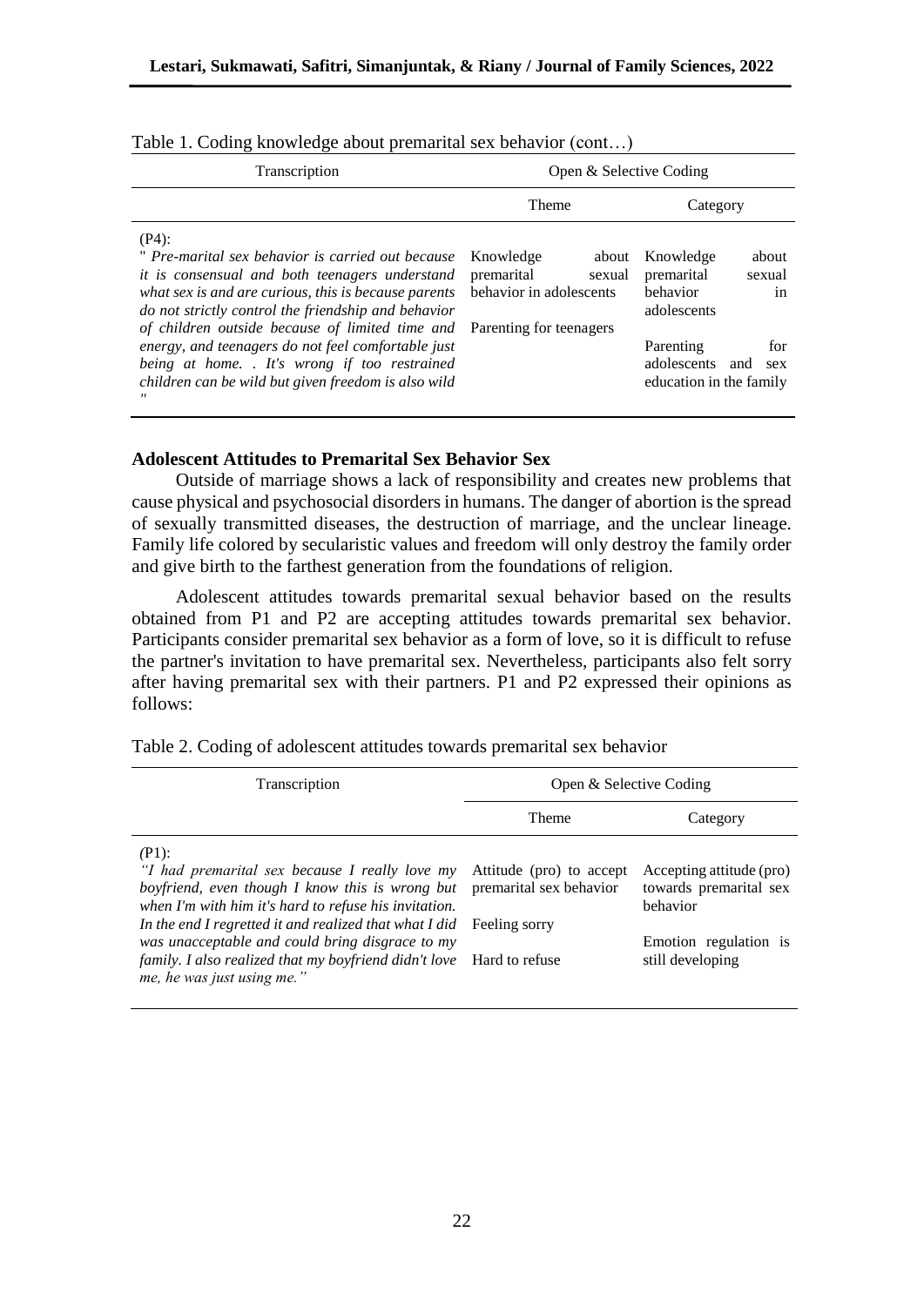Table 1. Coding knowledge about premarital sex behavior (cont…)

| Transcription | Open & Selective Coding | |
|---|---|---|
| | Theme | Category |
| (P4):<br>" *Pre-marital sex behavior is carried out because it is consensual and both teenagers understand what sex is and are curious, this is because parents do not strictly control the friendship and behavior of children outside because of limited time and energy, and teenagers do not feel comfortable just being at home. . It's wrong if too restrained children can be wild but given freedom is also wild* " | Knowledge about premarital sexual behavior in adolescents<br><br>Parenting for teenagers | Knowledge about premarital sexual behavior in adolescents<br><br>Parenting for adolescents and sex education in the family |

**Adolescent Attitudes to Premarital Sex Behavior Sex**

Outside of marriage shows a lack of responsibility and creates new problems that cause physical and psychosocial disorders in humans. The danger of abortion is the spread of sexually transmitted diseases, the destruction of marriage, and the unclear lineage. Family life colored by secularistic values and freedom will only destroy the family order and give birth to the farthest generation from the foundations of religion.

Adolescent attitudes towards premarital sexual behavior based on the results obtained from P1 and P2 are accepting attitudes towards premarital sex behavior. Participants consider premarital sex behavior as a form of love, so it is difficult to refuse the partner's invitation to have premarital sex. Nevertheless, participants also felt sorry after having premarital sex with their partners. P1 and P2 expressed their opinions as follows:

Table 2. Coding of adolescent attitudes towards premarital sex behavior

| Transcription | Open & Selective Coding | |
|---|---|---|
| | Theme | Category |
| (P1):<br>*"I had premarital sex because I really love my boyfriend, even though I know this is wrong but when I'm with him it's hard to refuse his invitation. In the end I regretted it and realized that what I did was unacceptable and could bring disgrace to my family. I also realized that my boyfriend didn't love me, he was just using me."* | Attitude (pro) to accept premarital sex behavior<br><br>Feeling sorry<br><br>Hard to refuse | Accepting attitude (pro) towards premarital sex behavior<br><br>Emotion regulation is still developing |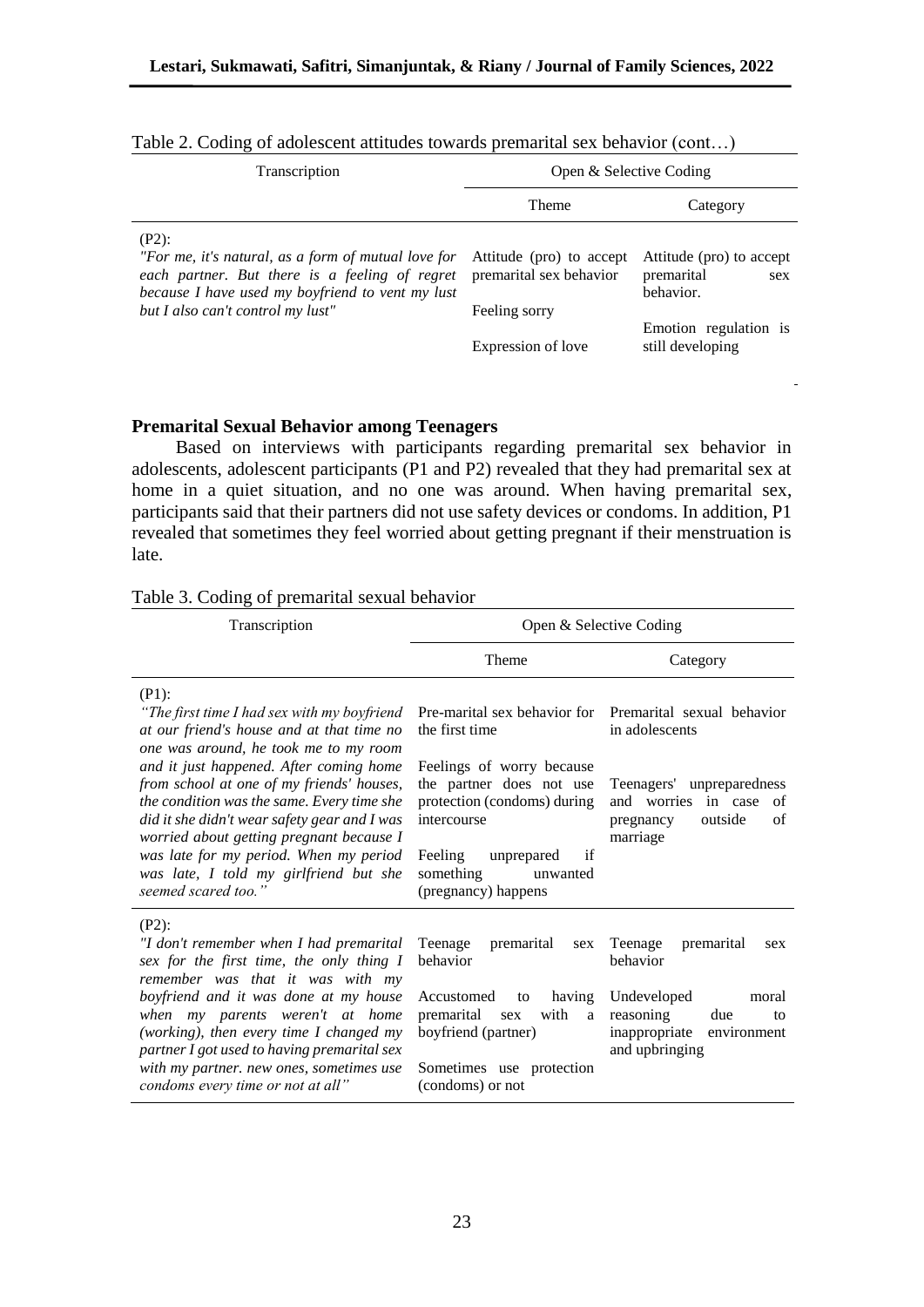Table 2. Coding of adolescent attitudes towards premarital sex behavior (cont…)

| Transcription | Open & Selective Coding | |
|---|---|---|
| | Theme | Category |
| (P2): *"For me, it's natural, as a form of mutual love for each partner. But there is a feeling of regret because I have used my boyfriend to vent my lust but I also can't control my lust"* | Attitude (pro) to accept premarital sex behavior<br><br>Feeling sorry<br><br>Expression of love | Attitude (pro) to accept premarital sex behavior.<br><br>Emotion regulation is still developing |

## Premarital Sexual Behavior among Teenagers

Based on interviews with participants regarding premarital sex behavior in adolescents, adolescent participants (P1 and P2) revealed that they had premarital sex at home in a quiet situation, and no one was around. When having premarital sex, participants said that their partners did not use safety devices or condoms. In addition, P1 revealed that sometimes they feel worried about getting pregnant if their menstruation is late.

Table 3. Coding of premarital sexual behavior

| Transcription | Open & Selective Coding | |
|---|---|---|
| | Theme | Category |
| (P1): *"The first time I had sex with my boyfriend at our friend's house and at that time no one was around, he took me to my room and it just happened. After coming home from school at one of my friends' houses, the condition was the same. Every time she did it she didn't wear safety gear and I was worried about getting pregnant because I was late for my period. When my period was late, I told my girlfriend but she seemed scared too."* | Pre-marital sex behavior for the first time<br><br>Feelings of worry because the partner does not use protection (condoms) during intercourse<br><br>Feeling unprepared if something unwanted (pregnancy) happens | Premarital sexual behavior in adolescents<br><br>Teenagers' unpreparedness and worries in case of pregnancy outside of marriage |
| (P2): *"I don't remember when I had premarital sex for the first time, the only thing I remember was that it was with my boyfriend and it was done at my house when my parents weren't at home (working), then every time I changed my partner I got used to having premarital sex with my partner. new ones, sometimes use condoms every time or not at all"* | Teenage premarital sex behavior<br><br>Accustomed to having premarital sex with a boyfriend (partner)<br><br>Sometimes use protection (condoms) or not | Teenage premarital sex behavior<br><br>Undeveloped moral reasoning due to inappropriate environment and upbringing |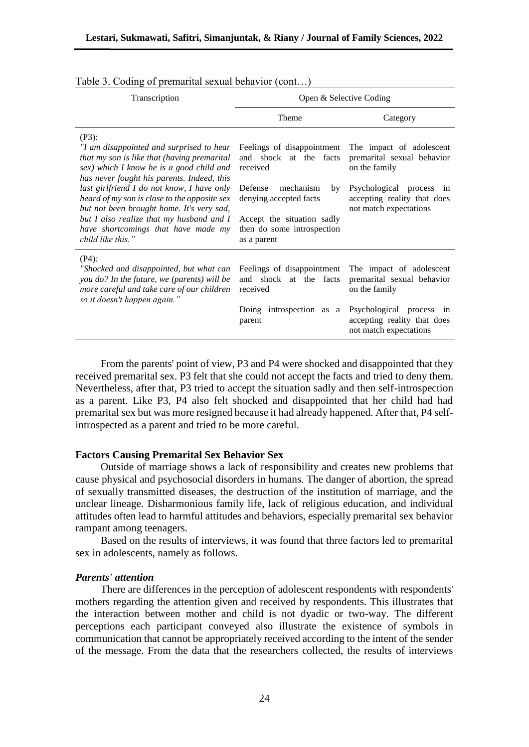Table 3. Coding of premarital sexual behavior (cont…)

| Transcription | Open & Selective Coding | |
|---|---|---|
| | Theme | Category |
| (P3): *"I am disappointed and surprised to hear that my son is like that (having premarital sex) which I know he is a good child and has never fought his parents. Indeed, this last girlfriend I do not know, I have only heard of my son is close to the opposite sex but not been brought home. It's very sad, but I also realize that my husband and I have shortcomings that have made my child like this."* | Feelings of disappointment and shock at the facts received | The impact of adolescent premarital sexual behavior on the family |
| | Defense mechanism by denying accepted facts | Psychological process in accepting reality that does not match expectations |
| | Accept the situation sadly then do some introspection as a parent | |
| (P4)*: "Shocked and disappointed, but what can you do? In the future, we (parents) will be more careful and take care of our children so it doesn't happen again."* | Feelings of disappointment and shock at the facts received | The impact of adolescent premarital sexual behavior on the family |
| | Doing introspection as a parent | Psychological process in accepting reality that does not match expectations |

From the parents' point of view, P3 and P4 were shocked and disappointed that they received premarital sex. P3 felt that she could not accept the facts and tried to deny them. Nevertheless, after that, P3 tried to accept the situation sadly and then self-introspection as a parent. Like P3, P4 also felt shocked and disappointed that her child had had premarital sex but was more resigned because it had already happened. After that, P4 self-introspected as a parent and tried to be more careful.

**Factors Causing Premarital Sex Behavior Sex**

Outside of marriage shows a lack of responsibility and creates new problems that cause physical and psychosocial disorders in humans. The danger of abortion, the spread of sexually transmitted diseases, the destruction of the institution of marriage, and the unclear lineage. Disharmonious family life, lack of religious education, and individual attitudes often lead to harmful attitudes and behaviors, especially premarital sex behavior rampant among teenagers.

Based on the results of interviews, it was found that three factors led to premarital sex in adolescents, namely as follows.

***Parents' attention***

There are differences in the perception of adolescent respondents with respondents' mothers regarding the attention given and received by respondents. This illustrates that the interaction between mother and child is not dyadic or two-way. The different perceptions each participant conveyed also illustrate the existence of symbols in communication that cannot be appropriately received according to the intent of the sender of the message. From the data that the researchers collected, the results of interviews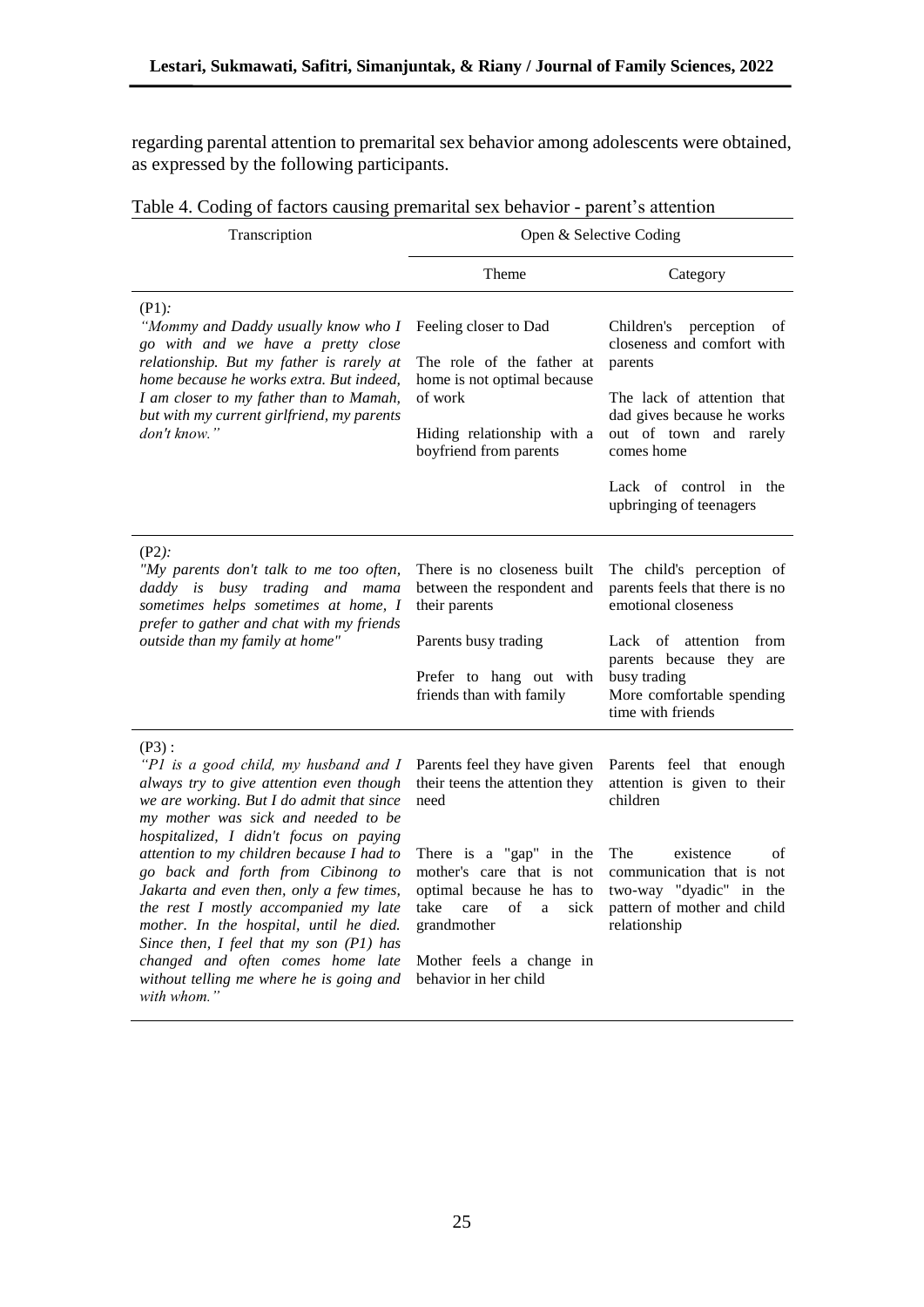regarding parental attention to premarital sex behavior among adolescents were obtained, as expressed by the following participants.

Table 4. Coding of factors causing premarital sex behavior - parent's attention

| Transcription | Open & Selective Coding | |
|---|---|---|
| | Theme | Category |
| (P1): *"Mommy and Daddy usually know who I go with and we have a pretty close relationship. But my father is rarely at home because he works extra. But indeed, I am closer to my father than to Mamah, but with my current girlfriend, my parents don't know."* | Feeling closer to Dad<br><br>The role of the father at home is not optimal because of work<br><br>Hiding relationship with a boyfriend from parents | Children's perception of closeness and comfort with parents<br><br>The lack of attention that dad gives because he works out of town and rarely comes home<br><br>Lack of control in the upbringing of teenagers |
| (P2): *"My parents don't talk to me too often, daddy is busy trading and mama sometimes helps sometimes at home, I prefer to gather and chat with my friends outside than my family at home"* | There is no closeness built between the respondent and their parents<br><br>Parents busy trading<br><br>Prefer to hang out with friends than with family | The child's perception of parents feels that there is no emotional closeness<br><br>Lack of attention from parents because they are busy trading<br>More comfortable spending time with friends |
| (P3) : *"P1 is a good child, my husband and I always try to give attention even though we are working. But I do admit that since my mother was sick and needed to be hospitalized, I didn't focus on paying attention to my children because I had to go back and forth from Cibinong to Jakarta and even then, only a few times, the rest I mostly accompanied my late mother. In the hospital, until he died. Since then, I feel that my son (P1) has changed and often comes home late without telling me where he is going and with whom."* | Parents feel they have given their teens the attention they need<br><br>There is a "gap" in the mother's care that is not optimal because he has to take care of a sick grandmother<br><br>Mother feels a change in behavior in her child | Parents feel that enough attention is given to their children<br><br>The existence of communication that is not two-way "dyadic" in the pattern of mother and child relationship |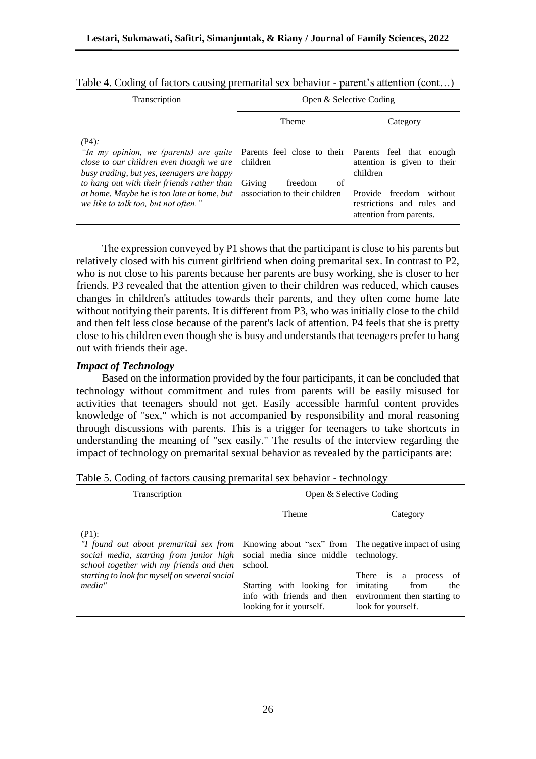Table 4. Coding of factors causing premarital sex behavior - parent's attention (cont…)

| Transcription | Open & Selective Coding | |
|---|---|---|
| | Theme | Category |
| *(*P4)*:* *"In my opinion, we (parents) are quite close to our children even though we are busy trading, but yes, teenagers are happy to hang out with their friends rather than at home. Maybe he is too late at home, but we like to talk too, but not often."* | Parents feel close to their children<br><br>Giving freedom of association to their children | Parents feel that enough attention is given to their children<br><br>Provide freedom without restrictions and rules and attention from parents. |

The expression conveyed by P1 shows that the participant is close to his parents but relatively closed with his current girlfriend when doing premarital sex. In contrast to P2, who is not close to his parents because her parents are busy working, she is closer to her friends. P3 revealed that the attention given to their children was reduced, which causes changes in children's attitudes towards their parents, and they often come home late without notifying their parents. It is different from P3, who was initially close to the child and then felt less close because of the parent's lack of attention. P4 feels that she is pretty close to his children even though she is busy and understands that teenagers prefer to hang out with friends their age.

### *Impact of Technology*

Based on the information provided by the four participants, it can be concluded that technology without commitment and rules from parents will be easily misused for activities that teenagers should not get. Easily accessible harmful content provides knowledge of "sex," which is not accompanied by responsibility and moral reasoning through discussions with parents. This is a trigger for teenagers to take shortcuts in understanding the meaning of "sex easily." The results of the interview regarding the impact of technology on premarital sexual behavior as revealed by the participants are:

Table 5. Coding of factors causing premarital sex behavior - technology

| Transcription | Open & Selective Coding | |
|---|---|---|
| | Theme | Category |
| (P1): *"I found out about premarital sex from social media, starting from junior high school together with my friends and then starting to look for myself on several social media"* | Knowing about "sex" from social media since middle school.<br><br>Starting with looking for info with friends and then looking for it yourself. | The negative impact of using technology.<br><br>There is a process of imitating from the environment then starting to look for yourself. |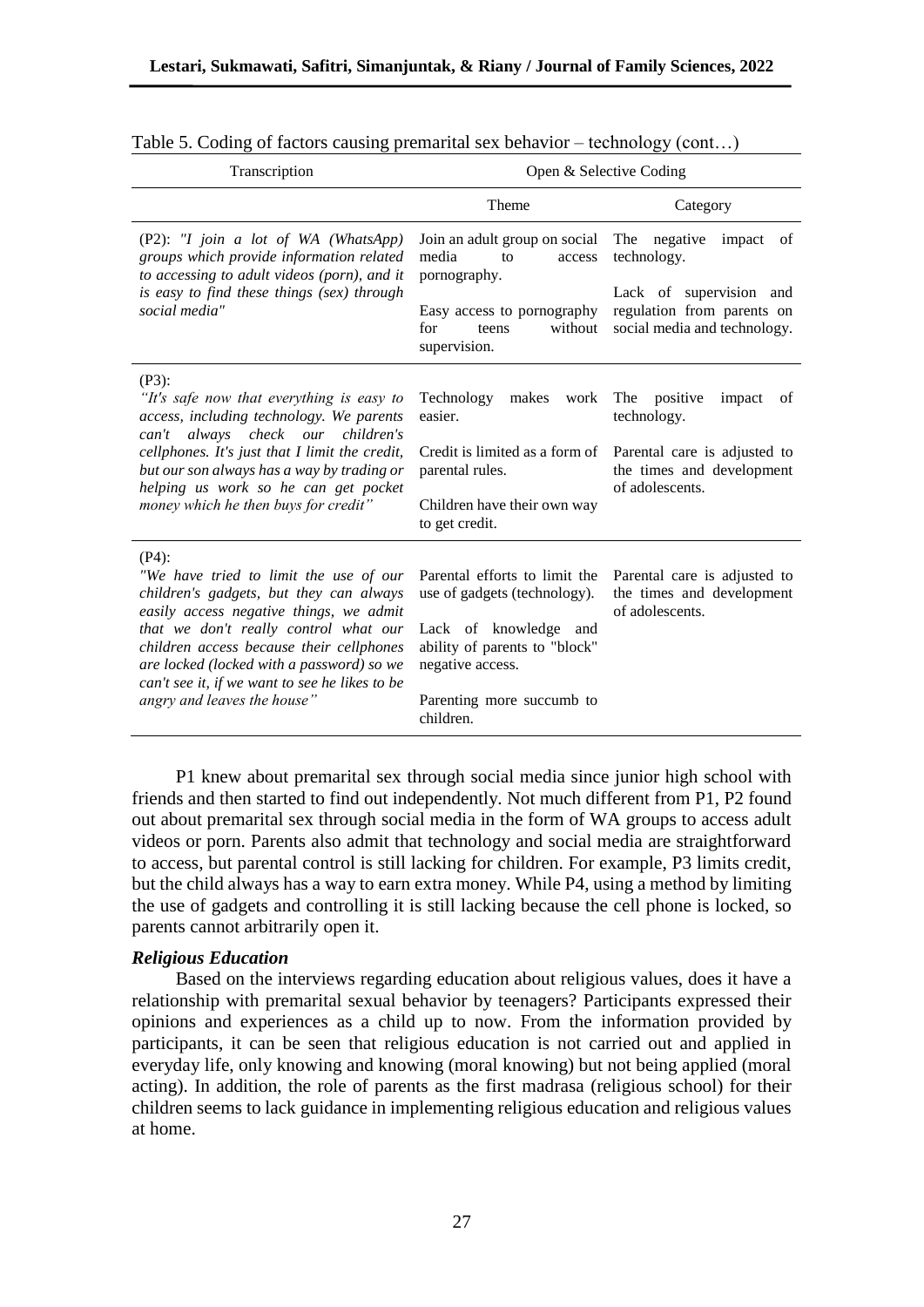Table 5. Coding of factors causing premarital sex behavior – technology (cont…)

| Transcription | Open & Selective Coding | |
|---|---|---|
| | Theme | Category |
| (P2): *"I join a lot of WA (WhatsApp) groups which provide information related to accessing to adult videos (porn), and it is easy to find these things (sex) through social media"* | Join an adult group on social media to access pornography.<br><br>Easy access to pornography for teens without supervision. | The negative impact of technology.<br><br>Lack of supervision and regulation from parents on social media and technology. |
| (P3):<br>*"It's safe now that everything is easy to access, including technology. We parents can't always check our children's cellphones. It's just that I limit the credit, but our son always has a way by trading or helping us work so he can get pocket money which he then buys for credit"* | Technology makes work easier.<br><br>Credit is limited as a form of parental rules.<br><br>Children have their own way to get credit. | The positive impact of technology.<br><br>Parental care is adjusted to the times and development of adolescents. |
| (P4):<br>*"We have tried to limit the use of our children's gadgets, but they can always easily access negative things, we admit that we don't really control what our children access because their cellphones are locked (locked with a password) so we can't see it, if we want to see he likes to be angry and leaves the house"* | Parental efforts to limit the use of gadgets (technology).<br><br>Lack of knowledge and ability of parents to "block" negative access.<br><br>Parenting more succumb to children. | Parental care is adjusted to the times and development of adolescents. |

P1 knew about premarital sex through social media since junior high school with friends and then started to find out independently. Not much different from P1, P2 found out about premarital sex through social media in the form of WA groups to access adult videos or porn. Parents also admit that technology and social media are straightforward to access, but parental control is still lacking for children. For example, P3 limits credit, but the child always has a way to earn extra money. While P4, using a method by limiting the use of gadgets and controlling it is still lacking because the cell phone is locked, so parents cannot arbitrarily open it.

### *Religious Education*

Based on the interviews regarding education about religious values, does it have a relationship with premarital sexual behavior by teenagers? Participants expressed their opinions and experiences as a child up to now. From the information provided by participants, it can be seen that religious education is not carried out and applied in everyday life, only knowing and knowing (moral knowing) but not being applied (moral acting). In addition, the role of parents as the first madrasa (religious school) for their children seems to lack guidance in implementing religious education and religious values at home.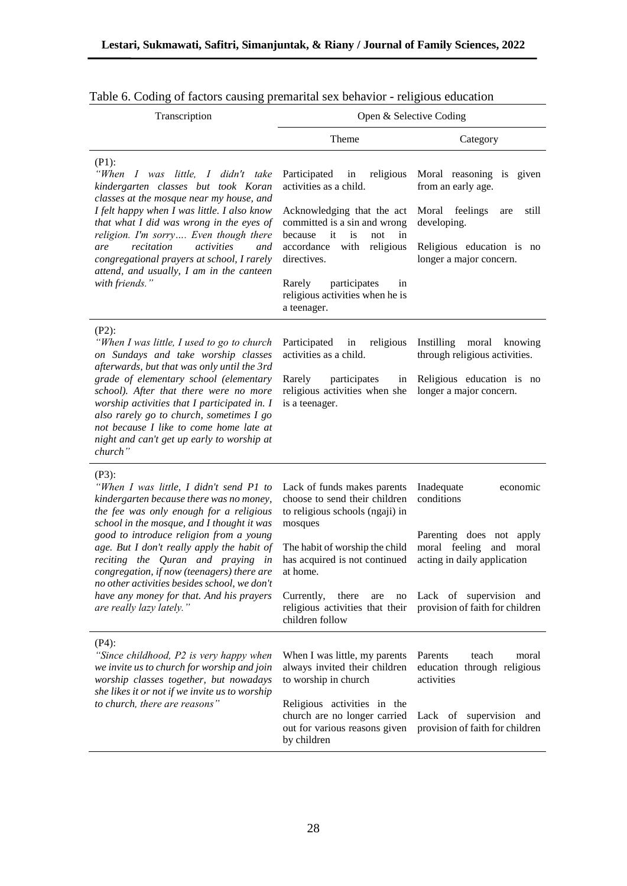Table 6. Coding of factors causing premarital sex behavior - religious education

| Transcription | Open & Selective Coding | |
|---|---|---|
| | Theme | Category |
| (P1):<br>*"When I was little, I didn't take kindergarten classes but took Koran classes at the mosque near my house, and I felt happy when I was little. I also know that what I did was wrong in the eyes of religion. I'm sorry…. Even though there are recitation activities and congregational prayers at school, I rarely attend, and usually, I am in the canteen with friends."* | Participated in religious activities as a child.<br><br>Acknowledging that the act committed is a sin and wrong because it is not in accordance with religious directives.<br><br>Rarely participates in religious activities when he is a teenager. | Moral reasoning is given from an early age.<br><br>Moral feelings are still developing.<br><br>Religious education is no longer a major concern. |
| (P2):<br>*"When I was little, I used to go to church on Sundays and take worship classes afterwards, but that was only until the 3rd grade of elementary school (elementary school). After that there were no more worship activities that I participated in. I also rarely go to church, sometimes I go not because I like to come home late at night and can't get up early to worship at church"* | Participated in religious activities as a child.<br><br>Rarely participates in religious activities when she is a teenager. | Instilling moral knowing through religious activities.<br><br>Religious education is no longer a major concern. |
| (P3):<br>*"When I was little, I didn't send P1 to kindergarten because there was no money, the fee was only enough for a religious school in the mosque, and I thought it was good to introduce religion from a young age. But I don't really apply the habit of reciting the Quran and praying in congregation, if now (teenagers) there are no other activities besides school, we don't have any money for that. And his prayers are really lazy lately."* | Lack of funds makes parents choose to send their children to religious schools (ngaji) in mosques<br><br>The habit of worship the child has acquired is not continued at home.<br><br>Currently, there are no religious activities that their children follow | Inadequate economic conditions<br><br>Parenting does not apply moral feeling and moral acting in daily application<br><br>Lack of supervision and provision of faith for children |
| (P4):<br>*"Since childhood, P2 is very happy when we invite us to church for worship and join worship classes together, but nowadays she likes it or not if we invite us to worship to church, there are reasons"* | When I was little, my parents always invited their children to worship in church<br><br>Religious activities in the church are no longer carried out for various reasons given by children | Parents teach moral education through religious activities<br><br>Lack of supervision and provision of faith for children |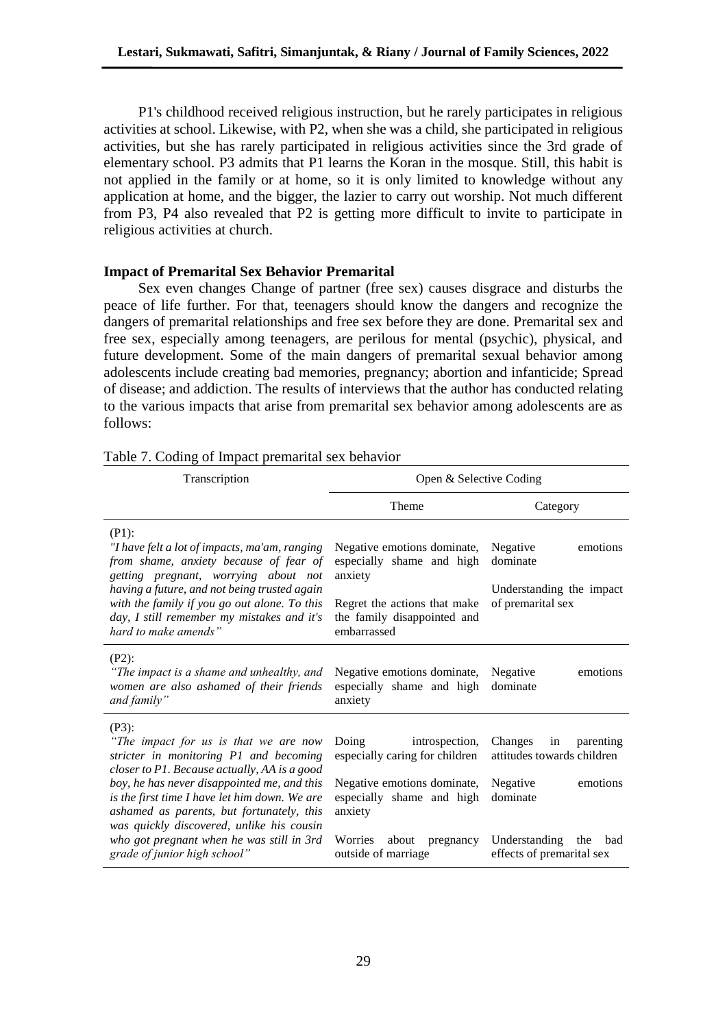P1's childhood received religious instruction, but he rarely participates in religious activities at school. Likewise, with P2, when she was a child, she participated in religious activities, but she has rarely participated in religious activities since the 3rd grade of elementary school. P3 admits that P1 learns the Koran in the mosque. Still, this habit is not applied in the family or at home, so it is only limited to knowledge without any application at home, and the bigger, the lazier to carry out worship. Not much different from P3, P4 also revealed that P2 is getting more difficult to invite to participate in religious activities at church.

**Impact of Premarital Sex Behavior Premarital**

Sex even changes Change of partner (free sex) causes disgrace and disturbs the peace of life further. For that, teenagers should know the dangers and recognize the dangers of premarital relationships and free sex before they are done. Premarital sex and free sex, especially among teenagers, are perilous for mental (psychic), physical, and future development. Some of the main dangers of premarital sexual behavior among adolescents include creating bad memories, pregnancy; abortion and infanticide; Spread of disease; and addiction. The results of interviews that the author has conducted relating to the various impacts that arise from premarital sex behavior among adolescents are as follows:

Table 7. Coding of Impact premarital sex behavior

| Transcription | Open & Selective Coding | |
|---|---|---|
| | Theme | Category |
| (P1): *"I have felt a lot of impacts, ma'am, ranging from shame, anxiety because of fear of getting pregnant, worrying about not having a future, and not being trusted again with the family if you go out alone. To this day, I still remember my mistakes and it's hard to make amends"* | Negative emotions dominate, especially shame and high anxiety<br><br>Regret the actions that make the family disappointed and embarrassed | Negative emotions dominate<br><br>Understanding the impact of premarital sex |
| (P2): *"The impact is a shame and unhealthy, and women are also ashamed of their friends and family"* | Negative emotions dominate, especially shame and high anxiety | Negative emotions dominate |
| (P3): *"The impact for us is that we are now stricter in monitoring P1 and becoming closer to P1. Because actually, AA is a good boy, he has never disappointed me, and this is the first time I have let him down. We are ashamed as parents, but fortunately, this was quickly discovered, unlike his cousin who got pregnant when he was still in 3rd grade of junior high school"* | Doing introspection, especially caring for children<br><br>Negative emotions dominate, especially shame and high anxiety<br><br>Worries about pregnancy outside of marriage | Changes in parenting attitudes towards children<br><br>Negative emotions dominate<br><br>Understanding the bad effects of premarital sex |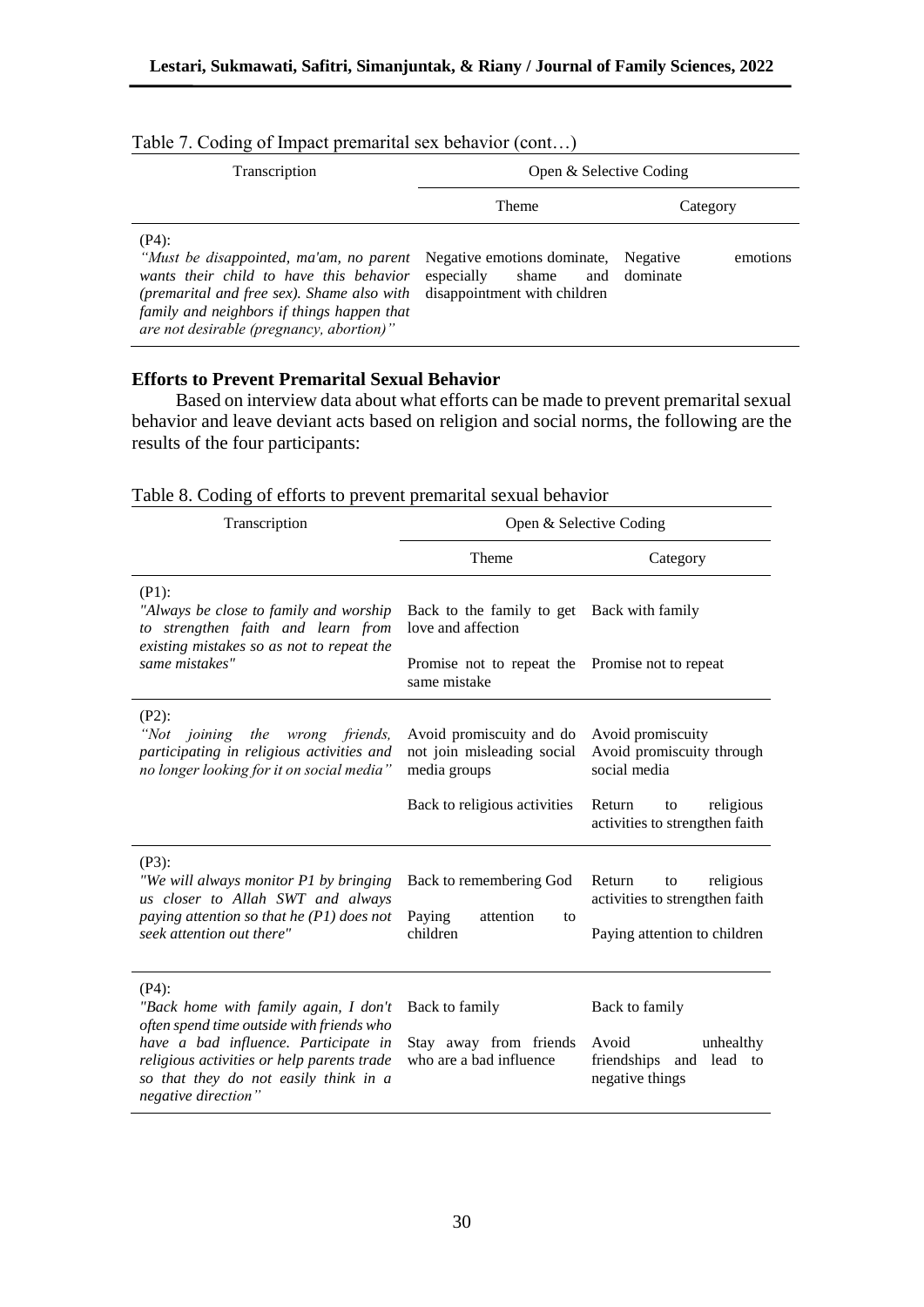Table 7. Coding of Impact premarital sex behavior (cont…)

| Transcription | Open & Selective Coding | |
|---|---|---|
| | Theme | Category |
| (P4): *"Must be disappointed, ma'am, no parent wants their child to have this behavior (premarital and free sex). Shame also with family and neighbors if things happen that are not desirable (pregnancy, abortion)"* | Negative emotions dominate, especially shame and disappointment with children | Negative emotions dominate |

**Efforts to Prevent Premarital Sexual Behavior**

Based on interview data about what efforts can be made to prevent premarital sexual behavior and leave deviant acts based on religion and social norms, the following are the results of the four participants:

Table 8. Coding of efforts to prevent premarital sexual behavior

| Transcription | Open & Selective Coding | |
|---|---|---|
| | Theme | Category |
| (P1): *"Always be close to family and worship to strengthen faith and learn from existing mistakes so as not to repeat the same mistakes"* | Back to the family to get love and affection | Back with family |
| | Promise not to repeat the same mistake | Promise not to repeat |
| (P2): *"Not joining the wrong friends, participating in religious activities and no longer looking for it on social media"* | Avoid promiscuity and do not join misleading social media groups | Avoid promiscuity<br>Avoid promiscuity through social media |
| | Back to religious activities | Return to religious activities to strengthen faith |
| (P3): *"We will always monitor P1 by bringing us closer to Allah SWT and always paying attention so that he (P1) does not seek attention out there"* | Back to remembering God | Return to religious activities to strengthen faith |
| | Paying attention to children | Paying attention to children |
| (P4): *"Back home with family again, I don't often spend time outside with friends who have a bad influence. Participate in religious activities or help parents trade so that they do not easily think in a negative direction"* | Back to family | Back to family |
| | Stay away from friends who are a bad influence | Avoid unhealthy friendships and lead to negative things |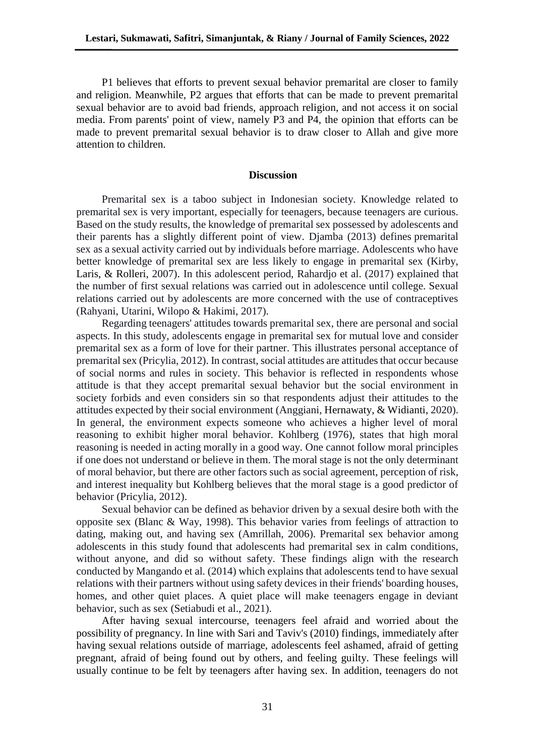P1 believes that efforts to prevent sexual behavior premarital are closer to family and religion. Meanwhile, P2 argues that efforts that can be made to prevent premarital sexual behavior are to avoid bad friends, approach religion, and not access it on social media. From parents' point of view, namely P3 and P4, the opinion that efforts can be made to prevent premarital sexual behavior is to draw closer to Allah and give more attention to children.

## Discussion

Premarital sex is a taboo subject in Indonesian society. Knowledge related to premarital sex is very important, especially for teenagers, because teenagers are curious. Based on the study results, the knowledge of premarital sex possessed by adolescents and their parents has a slightly different point of view. Djamba (2013) defines premarital sex as a sexual activity carried out by individuals before marriage. Adolescents who have better knowledge of premarital sex are less likely to engage in premarital sex (Kirby, Laris, & Rolleri, 2007). In this adolescent period, Rahardjo et al. (2017) explained that the number of first sexual relations was carried out in adolescence until college. Sexual relations carried out by adolescents are more concerned with the use of contraceptives (Rahyani, Utarini, Wilopo & Hakimi, 2017).

Regarding teenagers' attitudes towards premarital sex, there are personal and social aspects. In this study, adolescents engage in premarital sex for mutual love and consider premarital sex as a form of love for their partner. This illustrates personal acceptance of premarital sex (Pricylia, 2012). In contrast, social attitudes are attitudes that occur because of social norms and rules in society. This behavior is reflected in respondents whose attitude is that they accept premarital sexual behavior but the social environment in society forbids and even considers sin so that respondents adjust their attitudes to the attitudes expected by their social environment (Anggiani, Hernawaty, & Widianti, 2020). In general, the environment expects someone who achieves a higher level of moral reasoning to exhibit higher moral behavior. Kohlberg (1976), states that high moral reasoning is needed in acting morally in a good way. One cannot follow moral principles if one does not understand or believe in them. The moral stage is not the only determinant of moral behavior, but there are other factors such as social agreement, perception of risk, and interest inequality but Kohlberg believes that the moral stage is a good predictor of behavior (Pricylia, 2012).

Sexual behavior can be defined as behavior driven by a sexual desire both with the opposite sex (Blanc & Way, 1998). This behavior varies from feelings of attraction to dating, making out, and having sex (Amrillah, 2006). Premarital sex behavior among adolescents in this study found that adolescents had premarital sex in calm conditions, without anyone, and did so without safety. These findings align with the research conducted by Mangando et al. (2014) which explains that adolescents tend to have sexual relations with their partners without using safety devices in their friends' boarding houses, homes, and other quiet places. A quiet place will make teenagers engage in deviant behavior, such as sex (Setiabudi et al., 2021).

After having sexual intercourse, teenagers feel afraid and worried about the possibility of pregnancy. In line with Sari and Taviv's (2010) findings, immediately after having sexual relations outside of marriage, adolescents feel ashamed, afraid of getting pregnant, afraid of being found out by others, and feeling guilty. These feelings will usually continue to be felt by teenagers after having sex. In addition, teenagers do not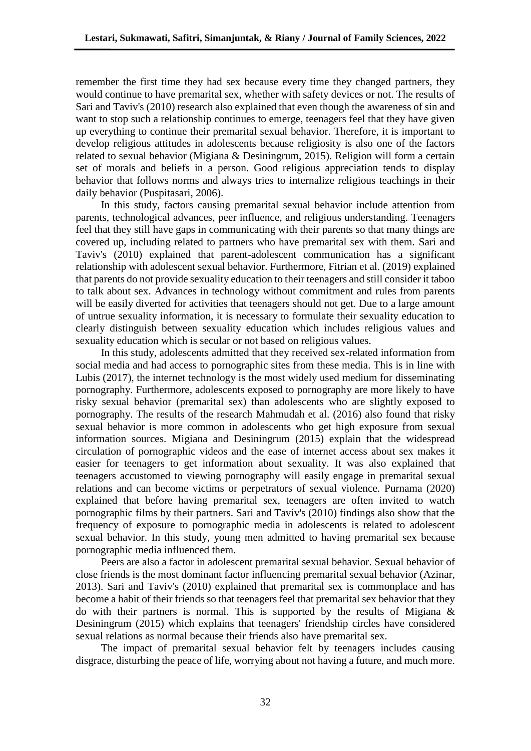remember the first time they had sex because every time they changed partners, they would continue to have premarital sex, whether with safety devices or not. The results of Sari and Taviv's (2010) research also explained that even though the awareness of sin and want to stop such a relationship continues to emerge, teenagers feel that they have given up everything to continue their premarital sexual behavior. Therefore, it is important to develop religious attitudes in adolescents because religiosity is also one of the factors related to sexual behavior (Migiana & Desiningrum, 2015). Religion will form a certain set of morals and beliefs in a person. Good religious appreciation tends to display behavior that follows norms and always tries to internalize religious teachings in their daily behavior (Puspitasari, 2006).

In this study, factors causing premarital sexual behavior include attention from parents, technological advances, peer influence, and religious understanding. Teenagers feel that they still have gaps in communicating with their parents so that many things are covered up, including related to partners who have premarital sex with them. Sari and Taviv's (2010) explained that parent-adolescent communication has a significant relationship with adolescent sexual behavior. Furthermore, Fitrian et al. (2019) explained that parents do not provide sexuality education to their teenagers and still consider it taboo to talk about sex. Advances in technology without commitment and rules from parents will be easily diverted for activities that teenagers should not get. Due to a large amount of untrue sexuality information, it is necessary to formulate their sexuality education to clearly distinguish between sexuality education which includes religious values and sexuality education which is secular or not based on religious values.

In this study, adolescents admitted that they received sex-related information from social media and had access to pornographic sites from these media. This is in line with Lubis (2017), the internet technology is the most widely used medium for disseminating pornography. Furthermore, adolescents exposed to pornography are more likely to have risky sexual behavior (premarital sex) than adolescents who are slightly exposed to pornography. The results of the research Mahmudah et al. (2016) also found that risky sexual behavior is more common in adolescents who get high exposure from sexual information sources. Migiana and Desiningrum (2015) explain that the widespread circulation of pornographic videos and the ease of internet access about sex makes it easier for teenagers to get information about sexuality. It was also explained that teenagers accustomed to viewing pornography will easily engage in premarital sexual relations and can become victims or perpetrators of sexual violence. Purnama (2020) explained that before having premarital sex, teenagers are often invited to watch pornographic films by their partners. Sari and Taviv's (2010) findings also show that the frequency of exposure to pornographic media in adolescents is related to adolescent sexual behavior. In this study, young men admitted to having premarital sex because pornographic media influenced them.

Peers are also a factor in adolescent premarital sexual behavior. Sexual behavior of close friends is the most dominant factor influencing premarital sexual behavior (Azinar, 2013). Sari and Taviv's (2010) explained that premarital sex is commonplace and has become a habit of their friends so that teenagers feel that premarital sex behavior that they do with their partners is normal. This is supported by the results of Migiana & Desiningrum (2015) which explains that teenagers' friendship circles have considered sexual relations as normal because their friends also have premarital sex.

The impact of premarital sexual behavior felt by teenagers includes causing disgrace, disturbing the peace of life, worrying about not having a future, and much more.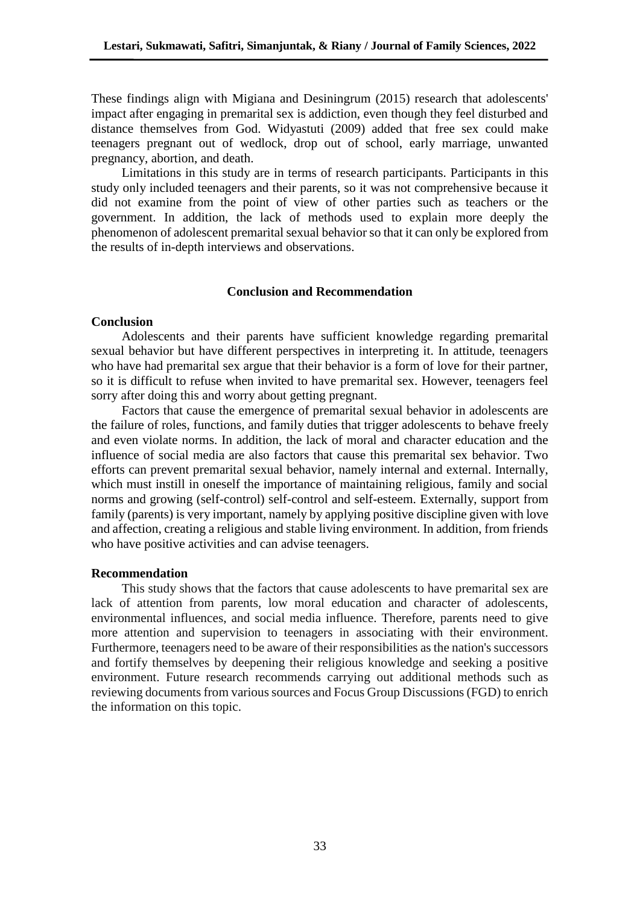These findings align with Migiana and Desiningrum (2015) research that adolescents' impact after engaging in premarital sex is addiction, even though they feel disturbed and distance themselves from God. Widyastuti (2009) added that free sex could make teenagers pregnant out of wedlock, drop out of school, early marriage, unwanted pregnancy, abortion, and death.

Limitations in this study are in terms of research participants. Participants in this study only included teenagers and their parents, so it was not comprehensive because it did not examine from the point of view of other parties such as teachers or the government. In addition, the lack of methods used to explain more deeply the phenomenon of adolescent premarital sexual behavior so that it can only be explored from the results of in-depth interviews and observations.

## Conclusion and Recommendation

### Conclusion

Adolescents and their parents have sufficient knowledge regarding premarital sexual behavior but have different perspectives in interpreting it. In attitude, teenagers who have had premarital sex argue that their behavior is a form of love for their partner, so it is difficult to refuse when invited to have premarital sex. However, teenagers feel sorry after doing this and worry about getting pregnant.

Factors that cause the emergence of premarital sexual behavior in adolescents are the failure of roles, functions, and family duties that trigger adolescents to behave freely and even violate norms. In addition, the lack of moral and character education and the influence of social media are also factors that cause this premarital sex behavior. Two efforts can prevent premarital sexual behavior, namely internal and external. Internally, which must instill in oneself the importance of maintaining religious, family and social norms and growing (self-control) self-control and self-esteem. Externally, support from family (parents) is very important, namely by applying positive discipline given with love and affection, creating a religious and stable living environment. In addition, from friends who have positive activities and can advise teenagers.

### Recommendation

This study shows that the factors that cause adolescents to have premarital sex are lack of attention from parents, low moral education and character of adolescents, environmental influences, and social media influence. Therefore, parents need to give more attention and supervision to teenagers in associating with their environment. Furthermore, teenagers need to be aware of their responsibilities as the nation's successors and fortify themselves by deepening their religious knowledge and seeking a positive environment. Future research recommends carrying out additional methods such as reviewing documents from various sources and Focus Group Discussions (FGD) to enrich the information on this topic.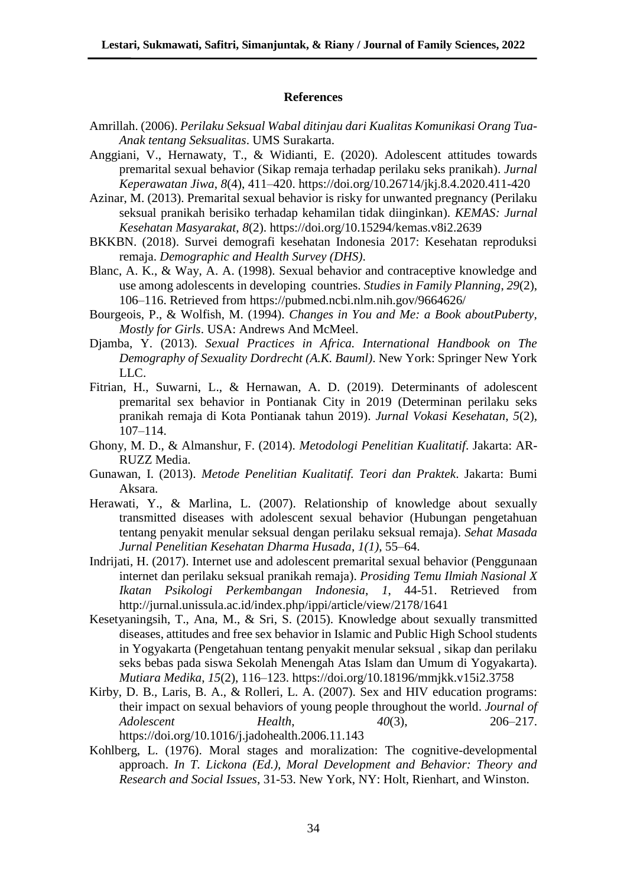## References

Amrillah. (2006). *Perilaku Seksual Wabal ditinjau dari Kualitas Komunikasi Orang Tua-Anak tentang Seksualitas*. UMS Surakarta.

Anggiani, V., Hernawaty, T., & Widianti, E. (2020). Adolescent attitudes towards premarital sexual behavior (Sikap remaja terhadap perilaku seks pranikah). *Jurnal Keperawatan Jiwa*, *8*(4), 411–420. https://doi.org/10.26714/jkj.8.4.2020.411-420

Azinar, M. (2013). Premarital sexual behavior is risky for unwanted pregnancy (Perilaku seksual pranikah berisiko terhadap kehamilan tidak diinginkan). *KEMAS: Jurnal Kesehatan Masyarakat*, *8*(2). https://doi.org/10.15294/kemas.v8i2.2639

BKKBN. (2018). Survei demografi kesehatan Indonesia 2017: Kesehatan reproduksi remaja. *Demographic and Health Survey (DHS)*.

Blanc, A. K., & Way, A. A. (1998). Sexual behavior and contraceptive knowledge and use among adolescents in developing countries. *Studies in Family Planning*, *29*(2), 106–116. Retrieved from https://pubmed.ncbi.nlm.nih.gov/9664626/

Bourgeois, P., & Wolfish, M. (1994). *Changes in You and Me: a Book aboutPuberty, Mostly for Girls*. USA: Andrews And McMeel.

Djamba, Y. (2013). *Sexual Practices in Africa. International Handbook on The Demography of Sexuality Dordrecht (A.K. Bauml)*. New York: Springer New York LLC.

Fitrian, H., Suwarni, L., & Hernawan, A. D. (2019). Determinants of adolescent premarital sex behavior in Pontianak City in 2019 (Determinan perilaku seks pranikah remaja di Kota Pontianak tahun 2019). *Jurnal Vokasi Kesehatan*, *5*(2), 107–114.

Ghony, M. D., & Almanshur, F. (2014). *Metodologi Penelitian Kualitatif*. Jakarta: AR-RUZZ Media.

Gunawan, I. (2013). *Metode Penelitian Kualitatif. Teori dan Praktek*. Jakarta: Bumi Aksara.

Herawati, Y., & Marlina, L. (2007). Relationship of knowledge about sexually transmitted diseases with adolescent sexual behavior (Hubungan pengetahuan tentang penyakit menular seksual dengan perilaku seksual remaja). *Sehat Masada Jurnal Penelitian Kesehatan Dharma Husada*, *1(1)*, 55–64.

Indrijati, H. (2017). Internet use and adolescent premarital sexual behavior (Penggunaan internet dan perilaku seksual pranikah remaja). *Prosiding Temu Ilmiah Nasional X Ikatan Psikologi Perkembangan Indonesia*, *1*, 44-51. Retrieved from http://jurnal.unissula.ac.id/index.php/ippi/article/view/2178/1641

Kesetyaningsih, T., Ana, M., & Sri, S. (2015). Knowledge about sexually transmitted diseases, attitudes and free sex behavior in Islamic and Public High School students in Yogyakarta (Pengetahuan tentang penyakit menular seksual , sikap dan perilaku seks bebas pada siswa Sekolah Menengah Atas Islam dan Umum di Yogyakarta). *Mutiara Medika*, *15*(2), 116–123. https://doi.org/10.18196/mmjkk.v15i2.3758

Kirby, D. B., Laris, B. A., & Rolleri, L. A. (2007). Sex and HIV education programs: their impact on sexual behaviors of young people throughout the world. *Journal of Adolescent Health*, *40*(3), 206–217. https://doi.org/10.1016/j.jadohealth.2006.11.143

Kohlberg, L. (1976). Moral stages and moralization: The cognitive-developmental approach. *In T. Lickona (Ed.), Moral Development and Behavior: Theory and Research and Social Issues*, 31-53. New York, NY: Holt, Rienhart, and Winston.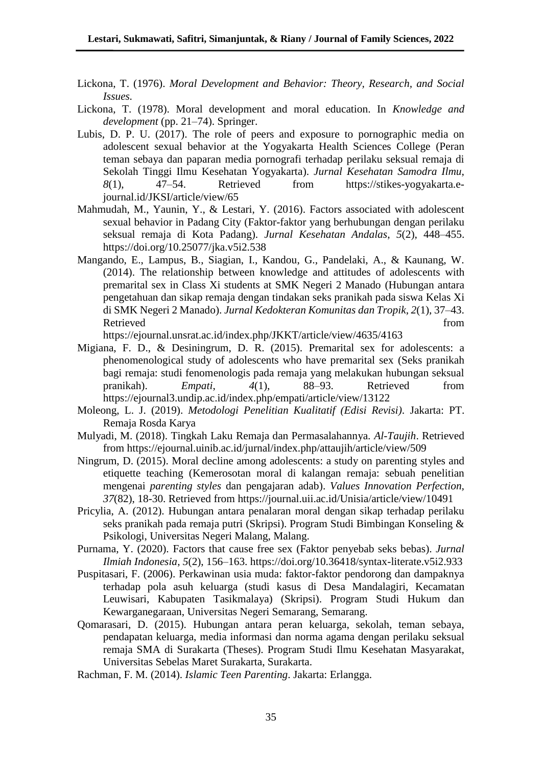Lickona, T. (1976). *Moral Development and Behavior: Theory, Research, and Social Issues.*

Lickona, T. (1978). Moral development and moral education. In *Knowledge and development* (pp. 21–74). Springer.

Lubis, D. P. U. (2017). The role of peers and exposure to pornographic media on adolescent sexual behavior at the Yogyakarta Health Sciences College (Peran teman sebaya dan paparan media pornografi terhadap perilaku seksual remaja di Sekolah Tinggi Ilmu Kesehatan Yogyakarta). *Jurnal Kesehatan Samodra Ilmu*, *8*(1), 47–54. Retrieved from https://stikes-yogyakarta.e-journal.id/JKSI/article/view/65

Mahmudah, M., Yaunin, Y., & Lestari, Y. (2016). Factors associated with adolescent sexual behavior in Padang City (Faktor-faktor yang berhubungan dengan perilaku seksual remaja di Kota Padang). *Jurnal Kesehatan Andalas*, *5*(2), 448–455. https://doi.org/10.25077/jka.v5i2.538

Mangando, E., Lampus, B., Siagian, I., Kandou, G., Pandelaki, A., & Kaunang, W. (2014). The relationship between knowledge and attitudes of adolescents with premarital sex in Class Xi students at SMK Negeri 2 Manado (Hubungan antara pengetahuan dan sikap remaja dengan tindakan seks pranikah pada siswa Kelas Xi di SMK Negeri 2 Manado). *Jurnal Kedokteran Komunitas dan Tropik*, *2*(1), 37–43. Retrieved from https://ejournal.unsrat.ac.id/index.php/JKKT/article/view/4635/4163

Migiana, F. D., & Desiningrum, D. R. (2015). Premarital sex for adolescents: a phenomenological study of adolescents who have premarital sex (Seks pranikah bagi remaja: studi fenomenologis pada remaja yang melakukan hubungan seksual pranikah). *Empati*, *4*(1), 88–93. Retrieved from https://ejournal3.undip.ac.id/index.php/empati/article/view/13122

Moleong, L. J. (2019). *Metodologi Penelitian Kualitatif (Edisi Revisi)*. Jakarta: PT. Remaja Rosda Karya

Mulyadi, M. (2018). Tingkah Laku Remaja dan Permasalahannya. *Al-Taujih*. Retrieved from https://ejournal.uinib.ac.id/jurnal/index.php/attaujih/article/view/509

Ningrum, D. (2015). Moral decline among adolescents: a study on parenting styles and etiquette teaching (Kemerosotan moral di kalangan remaja: sebuah penelitian mengenai *parenting styles* dan pengajaran adab). *Values Innovation Perfection, 37*(82), 18-30. Retrieved from https://journal.uii.ac.id/Unisia/article/view/10491

Pricylia, A. (2012). Hubungan antara penalaran moral dengan sikap terhadap perilaku seks pranikah pada remaja putri (Skripsi). Program Studi Bimbingan Konseling & Psikologi, Universitas Negeri Malang, Malang.

Purnama, Y. (2020). Factors that cause free sex (Faktor penyebab seks bebas). *Jurnal Ilmiah Indonesia*, *5*(2), 156–163. https://doi.org/10.36418/syntax-literate.v5i2.933

Puspitasari, F. (2006). Perkawinan usia muda: faktor-faktor pendorong dan dampaknya terhadap pola asuh keluarga (studi kasus di Desa Mandalagiri, Kecamatan Leuwisari, Kabupaten Tasikmalaya) (Skripsi). Program Studi Hukum dan Kewarganegaraan, Universitas Negeri Semarang, Semarang.

Qomarasari, D. (2015). Hubungan antara peran keluarga, sekolah, teman sebaya, pendapatan keluarga, media informasi dan norma agama dengan perilaku seksual remaja SMA di Surakarta (Theses). Program Studi Ilmu Kesehatan Masyarakat, Universitas Sebelas Maret Surakarta, Surakarta.

Rachman, F. M. (2014). *Islamic Teen Parenting*. Jakarta: Erlangga.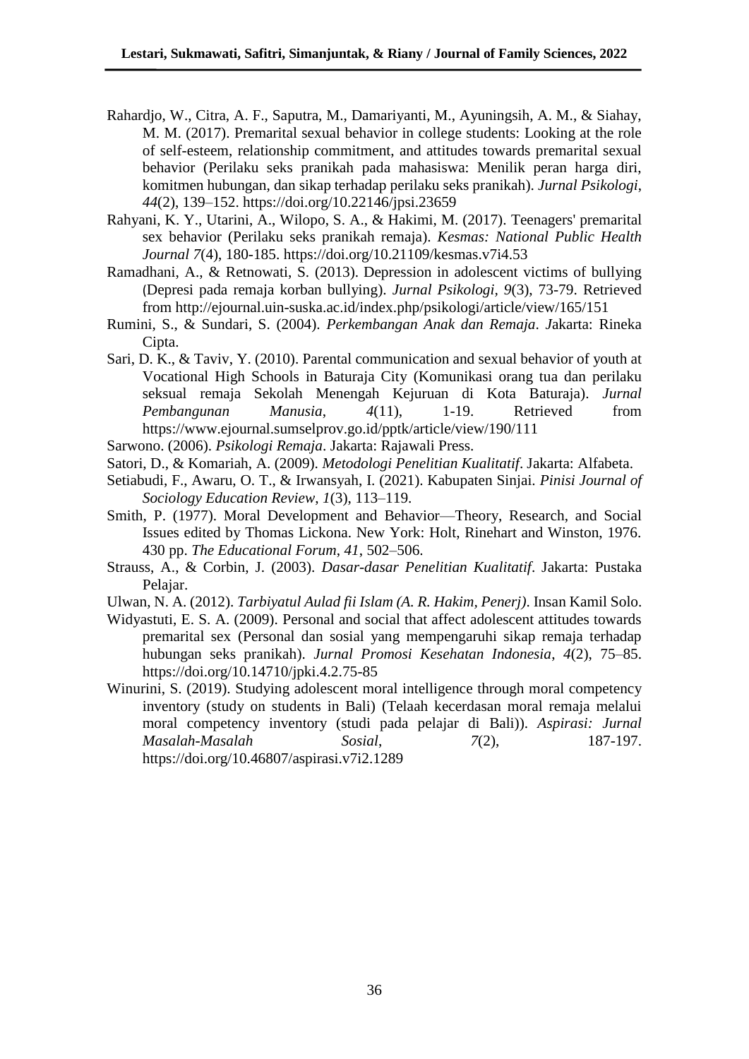Rahardjo, W., Citra, A. F., Saputra, M., Damariyanti, M., Ayuningsih, A. M., & Siahay, M. M. (2017). Premarital sexual behavior in college students: Looking at the role of self-esteem, relationship commitment, and attitudes towards premarital sexual behavior (Perilaku seks pranikah pada mahasiswa: Menilik peran harga diri, komitmen hubungan, dan sikap terhadap perilaku seks pranikah). *Jurnal Psikologi*, *44*(2), 139–152. https://doi.org/10.22146/jpsi.23659

Rahyani, K. Y., Utarini, A., Wilopo, S. A., & Hakimi, M. (2017). Teenagers' premarital sex behavior (Perilaku seks pranikah remaja). *Kesmas: National Public Health Journal 7*(4), 180-185. https://doi.org/10.21109/kesmas.v7i4.53

Ramadhani, A., & Retnowati, S. (2013). Depression in adolescent victims of bullying (Depresi pada remaja korban bullying). *Jurnal Psikologi*, *9*(3), 73-79. Retrieved from http://ejournal.uin-suska.ac.id/index.php/psikologi/article/view/165/151

Rumini, S., & Sundari, S. (2004). *Perkembangan Anak dan Remaja*. Jakarta: Rineka Cipta.

Sari, D. K., & Taviv, Y. (2010). Parental communication and sexual behavior of youth at Vocational High Schools in Baturaja City (Komunikasi orang tua dan perilaku seksual remaja Sekolah Menengah Kejuruan di Kota Baturaja). *Jurnal Pembangunan Manusia*, *4*(11), 1-19. Retrieved from https://www.ejournal.sumselprov.go.id/pptk/article/view/190/111

Sarwono. (2006). *Psikologi Remaja*. Jakarta: Rajawali Press.

Satori, D., & Komariah, A. (2009). *Metodologi Penelitian Kualitatif*. Jakarta: Alfabeta.

Setiabudi, F., Awaru, O. T., & Irwansyah, I. (2021). Kabupaten Sinjai. *Pinisi Journal of Sociology Education Review*, *1*(3), 113–119.

Smith, P. (1977). Moral Development and Behavior—Theory, Research, and Social Issues edited by Thomas Lickona. New York: Holt, Rinehart and Winston, 1976. 430 pp. *The Educational Forum*, *41*, 502–506.

Strauss, A., & Corbin, J. (2003). *Dasar-dasar Penelitian Kualitatif*. Jakarta: Pustaka Pelajar.

Ulwan, N. A. (2012). *Tarbiyatul Aulad fii Islam (A. R. Hakim, Penerj)*. Insan Kamil Solo.

Widyastuti, E. S. A. (2009). Personal and social that affect adolescent attitudes towards premarital sex (Personal dan sosial yang mempengaruhi sikap remaja terhadap hubungan seks pranikah). *Jurnal Promosi Kesehatan Indonesia*, *4*(2), 75–85. https://doi.org/10.14710/jpki.4.2.75-85

Winurini, S. (2019). Studying adolescent moral intelligence through moral competency inventory (study on students in Bali) (Telaah kecerdasan moral remaja melalui moral competency inventory (studi pada pelajar di Bali)). *Aspirasi: Jurnal Masalah-Masalah Sosial*, *7*(2), 187-197. https://doi.org/10.46807/aspirasi.v7i2.1289